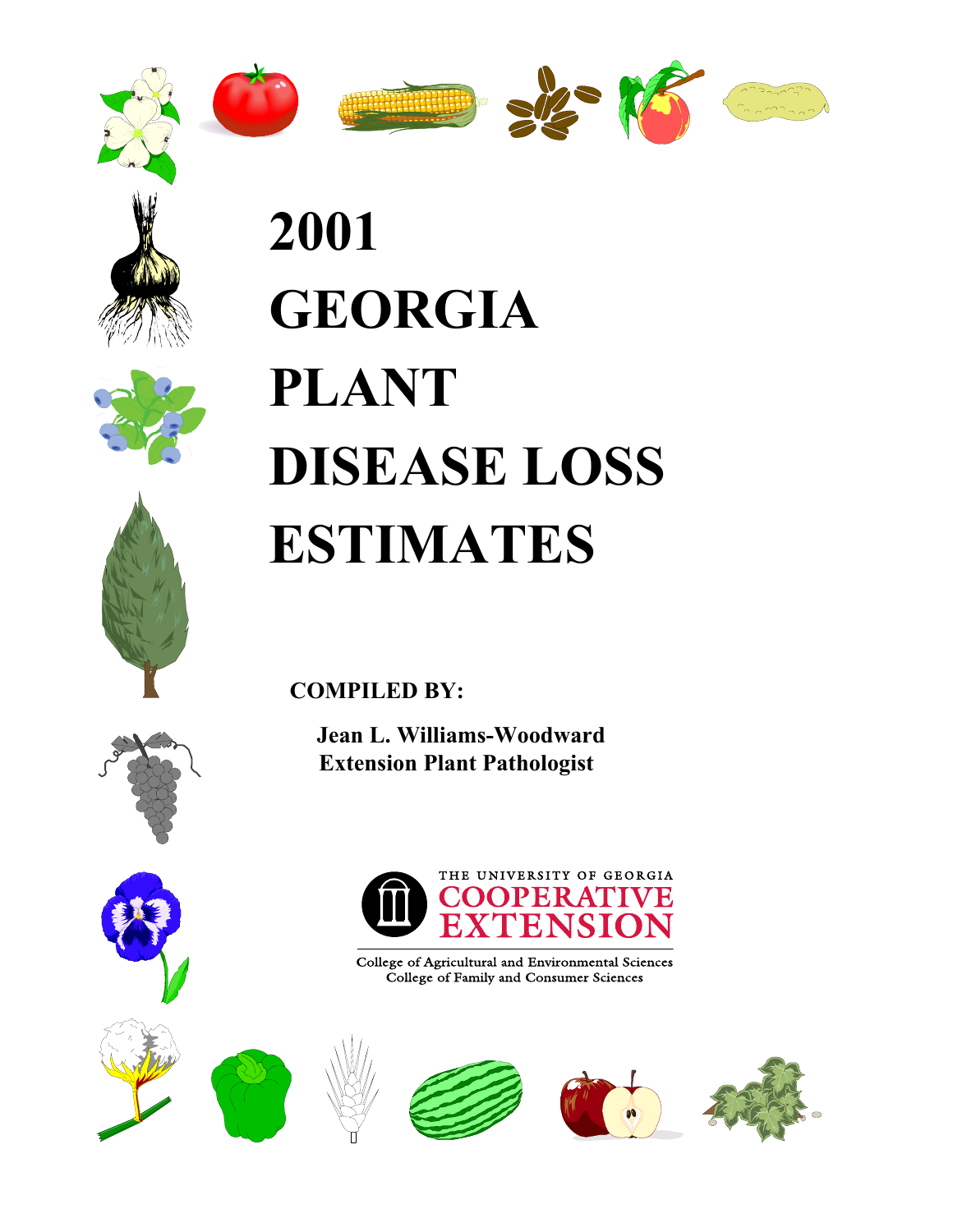# 2001 GEORGIA PLANT DISEASE LOSS ESTIMATES

**COMPILED BY:**

**Jean L. Williams-Woodward**
**Extension Plant Pathologist**

THE UNIVERSITY OF GEORGIA
COOPERATIVE EXTENSION

College of Agricultural and Environmental Sciences
College of Family and Consumer Sciences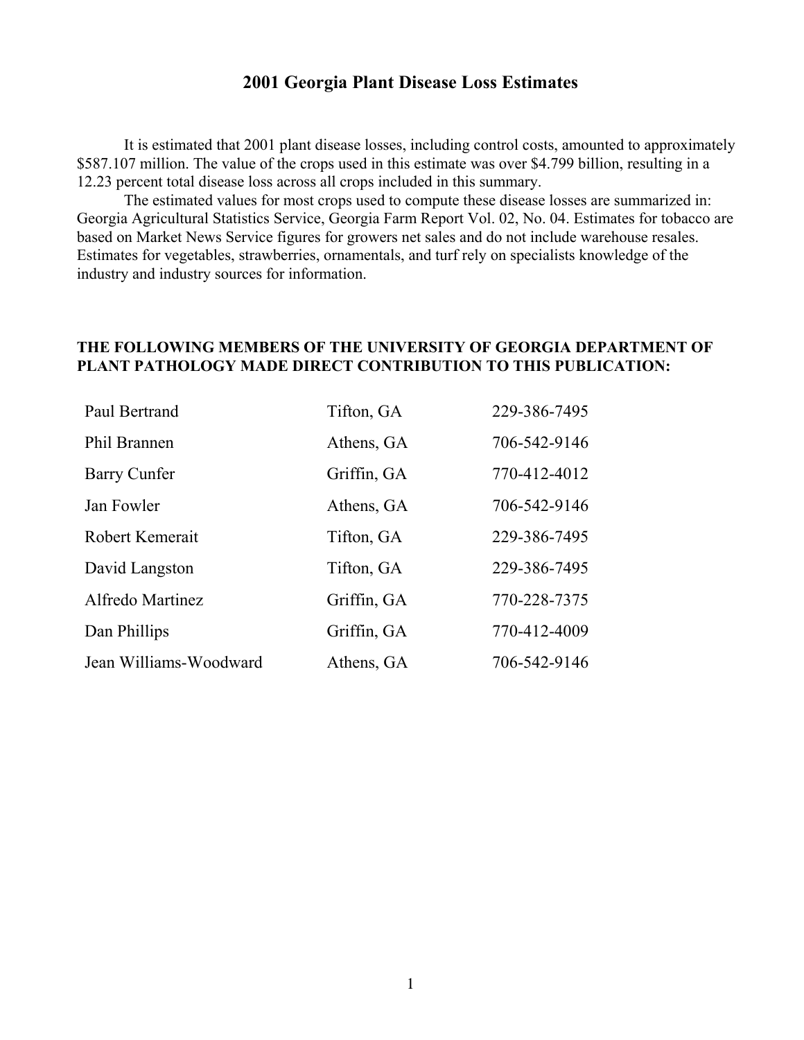# 2001 Georgia Plant Disease Loss Estimates

It is estimated that 2001 plant disease losses, including control costs, amounted to approximately \$587.107 million. The value of the crops used in this estimate was over \$4.799 billion, resulting in a 12.23 percent total disease loss across all crops included in this summary.

The estimated values for most crops used to compute these disease losses are summarized in: Georgia Agricultural Statistics Service, Georgia Farm Report Vol. 02, No. 04. Estimates for tobacco are based on Market News Service figures for growers net sales and do not include warehouse resales. Estimates for vegetables, strawberries, ornamentals, and turf rely on specialists knowledge of the industry and industry sources for information.

**THE FOLLOWING MEMBERS OF THE UNIVERSITY OF GEORGIA DEPARTMENT OF PLANT PATHOLOGY MADE DIRECT CONTRIBUTION TO THIS PUBLICATION:**

| | | |
|---|---|---|
| Paul Bertrand | Tifton, GA | 229-386-7495 |
| Phil Brannen | Athens, GA | 706-542-9146 |
| Barry Cunfer | Griffin, GA | 770-412-4012 |
| Jan Fowler | Athens, GA | 706-542-9146 |
| Robert Kemerait | Tifton, GA | 229-386-7495 |
| David Langston | Tifton, GA | 229-386-7495 |
| Alfredo Martinez | Griffin, GA | 770-228-7375 |
| Dan Phillips | Griffin, GA | 770-412-4009 |
| Jean Williams-Woodward | Athens, GA | 706-542-9146 |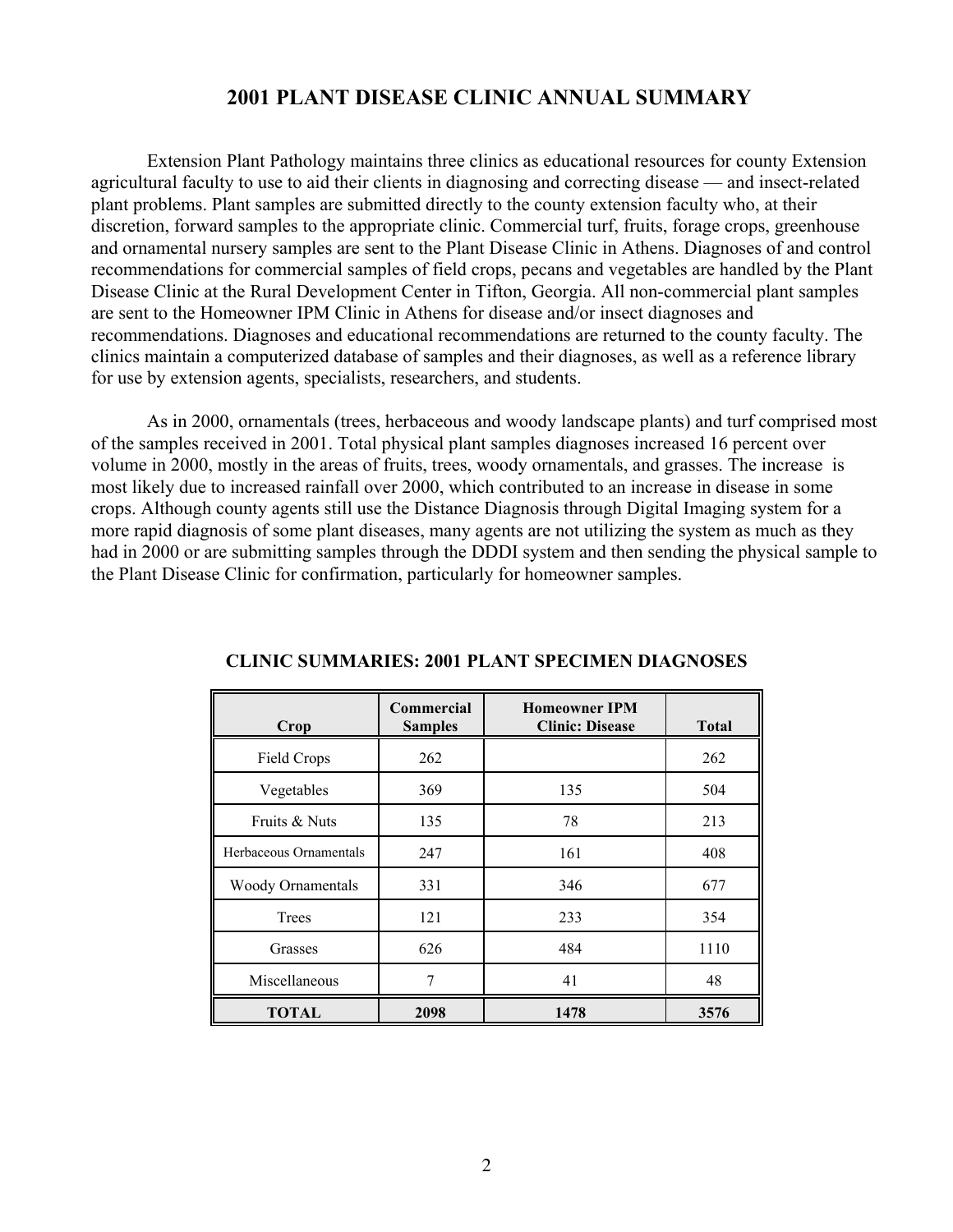# 2001 PLANT DISEASE CLINIC ANNUAL SUMMARY

Extension Plant Pathology maintains three clinics as educational resources for county Extension agricultural faculty to use to aid their clients in diagnosing and correcting disease — and insect-related plant problems. Plant samples are submitted directly to the county extension faculty who, at their discretion, forward samples to the appropriate clinic. Commercial turf, fruits, forage crops, greenhouse and ornamental nursery samples are sent to the Plant Disease Clinic in Athens. Diagnoses of and control recommendations for commercial samples of field crops, pecans and vegetables are handled by the Plant Disease Clinic at the Rural Development Center in Tifton, Georgia. All non-commercial plant samples are sent to the Homeowner IPM Clinic in Athens for disease and/or insect diagnoses and recommendations. Diagnoses and educational recommendations are returned to the county faculty. The clinics maintain a computerized database of samples and their diagnoses, as well as a reference library for use by extension agents, specialists, researchers, and students.

As in 2000, ornamentals (trees, herbaceous and woody landscape plants) and turf comprised most of the samples received in 2001. Total physical plant samples diagnoses increased 16 percent over volume in 2000, mostly in the areas of fruits, trees, woody ornamentals, and grasses. The increase is most likely due to increased rainfall over 2000, which contributed to an increase in disease in some crops. Although county agents still use the Distance Diagnosis through Digital Imaging system for a more rapid diagnosis of some plant diseases, many agents are not utilizing the system as much as they had in 2000 or are submitting samples through the DDDI system and then sending the physical sample to the Plant Disease Clinic for confirmation, particularly for homeowner samples.

## CLINIC SUMMARIES: 2001 PLANT SPECIMEN DIAGNOSES

| Crop | Commercial Samples | Homeowner IPM Clinic: Disease | Total |
|---|---|---|---|
| Field Crops | 262 | | 262 |
| Vegetables | 369 | 135 | 504 |
| Fruits & Nuts | 135 | 78 | 213 |
| Herbaceous Ornamentals | 247 | 161 | 408 |
| Woody Ornamentals | 331 | 346 | 677 |
| Trees | 121 | 233 | 354 |
| Grasses | 626 | 484 | 1110 |
| Miscellaneous | 7 | 41 | 48 |
| **TOTAL** | **2098** | **1478** | **3576** |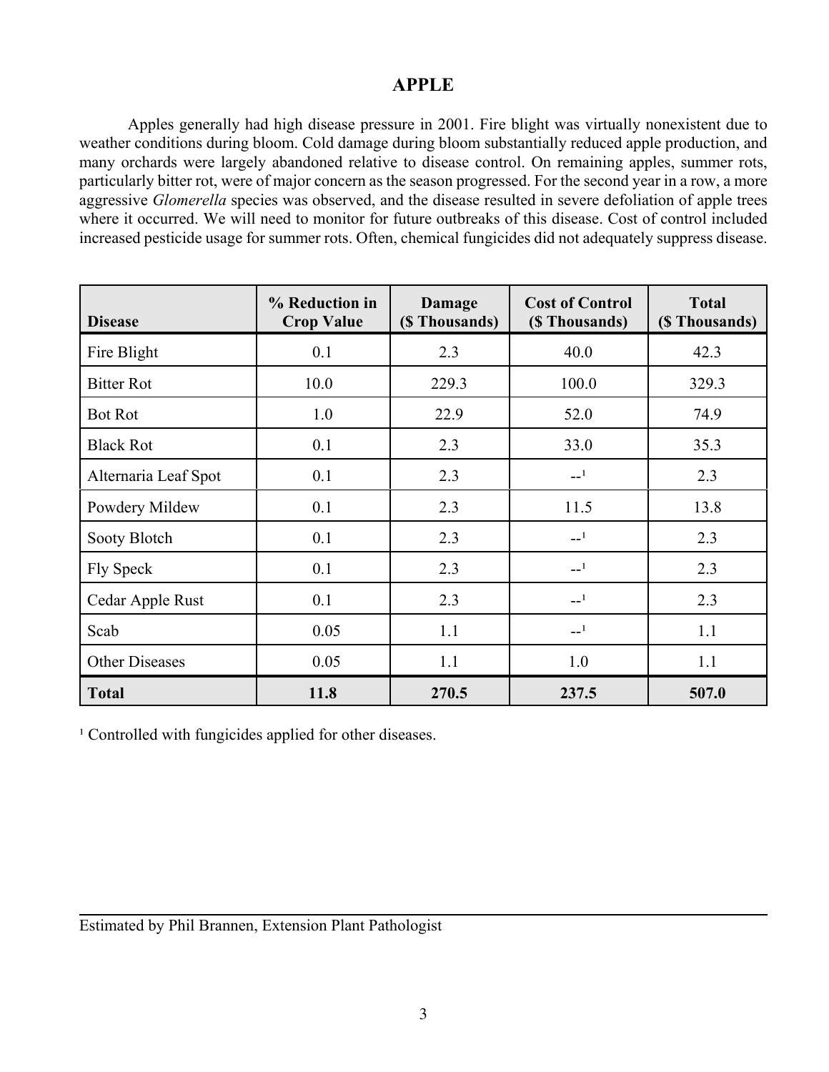# APPLE

Apples generally had high disease pressure in 2001. Fire blight was virtually nonexistent due to weather conditions during bloom. Cold damage during bloom substantially reduced apple production, and many orchards were largely abandoned relative to disease control. On remaining apples, summer rots, particularly bitter rot, were of major concern as the season progressed. For the second year in a row, a more aggressive *Glomerella* species was observed, and the disease resulted in severe defoliation of apple trees where it occurred. We will need to monitor for future outbreaks of this disease. Cost of control included increased pesticide usage for summer rots. Often, chemical fungicides did not adequately suppress disease.

| Disease | % Reduction in Crop Value | Damage ($ Thousands) | Cost of Control ($ Thousands) | Total ($ Thousands) |
|---|---|---|---|---|
| Fire Blight | 0.1 | 2.3 | 40.0 | 42.3 |
| Bitter Rot | 10.0 | 229.3 | 100.0 | 329.3 |
| Bot Rot | 1.0 | 22.9 | 52.0 | 74.9 |
| Black Rot | 0.1 | 2.3 | 33.0 | 35.3 |
| Alternaria Leaf Spot | 0.1 | 2.3 | --[1] | 2.3 |
| Powdery Mildew | 0.1 | 2.3 | 11.5 | 13.8 |
| Sooty Blotch | 0.1 | 2.3 | --[1] | 2.3 |
| Fly Speck | 0.1 | 2.3 | --[1] | 2.3 |
| Cedar Apple Rust | 0.1 | 2.3 | --[1] | 2.3 |
| Scab | 0.05 | 1.1 | --[1] | 1.1 |
| Other Diseases | 0.05 | 1.1 | 1.0 | 1.1 |
| **Total** | **11.8** | **270.5** | **237.5** | **507.0** |

[1] Controlled with fungicides applied for other diseases.

Estimated by Phil Brannen, Extension Plant Pathologist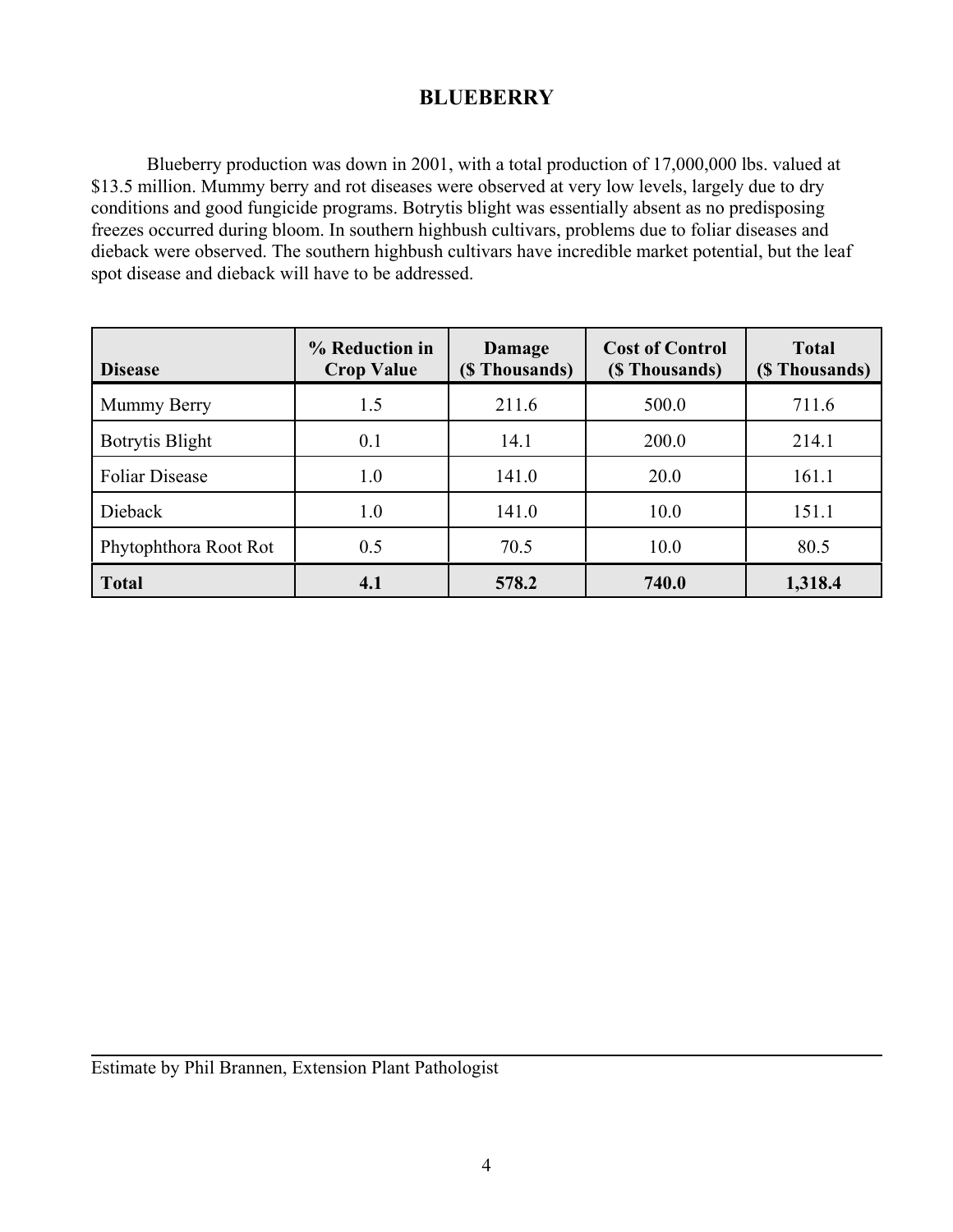# BLUEBERRY

Blueberry production was down in 2001, with a total production of 17,000,000 lbs. valued at $13.5 million. Mummy berry and rot diseases were observed at very low levels, largely due to dry conditions and good fungicide programs. Botrytis blight was essentially absent as no predisposing freezes occurred during bloom. In southern highbush cultivars, problems due to foliar diseases and dieback were observed. The southern highbush cultivars have incredible market potential, but the leaf spot disease and dieback will have to be addressed.

| Disease | % Reduction in Crop Value | Damage ($ Thousands) | Cost of Control ($ Thousands) | Total ($ Thousands) |
|---|---|---|---|---|
| Mummy Berry | 1.5 | 211.6 | 500.0 | 711.6 |
| Botrytis Blight | 0.1 | 14.1 | 200.0 | 214.1 |
| Foliar Disease | 1.0 | 141.0 | 20.0 | 161.1 |
| Dieback | 1.0 | 141.0 | 10.0 | 151.1 |
| Phytophthora Root Rot | 0.5 | 70.5 | 10.0 | 80.5 |
| **Total** | **4.1** | **578.2** | **740.0** | **1,318.4** |

Estimate by Phil Brannen, Extension Plant Pathologist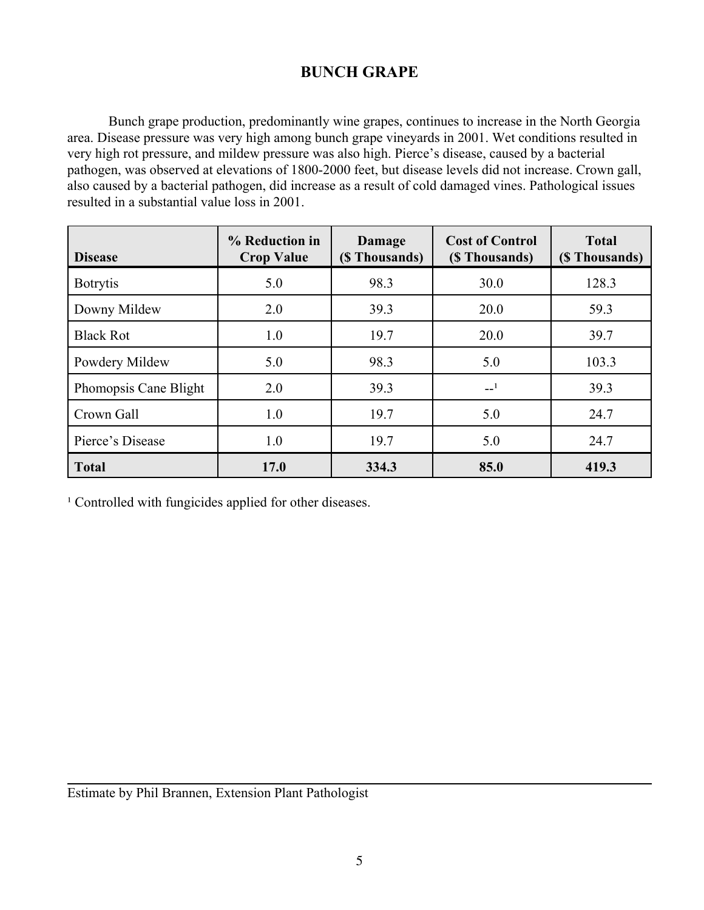# BUNCH GRAPE

Bunch grape production, predominantly wine grapes, continues to increase in the North Georgia area. Disease pressure was very high among bunch grape vineyards in 2001. Wet conditions resulted in very high rot pressure, and mildew pressure was also high. Pierce's disease, caused by a bacterial pathogen, was observed at elevations of 1800-2000 feet, but disease levels did not increase. Crown gall, also caused by a bacterial pathogen, did increase as a result of cold damaged vines. Pathological issues resulted in a substantial value loss in 2001.

| Disease | % Reduction in Crop Value | Damage ($ Thousands) | Cost of Control ($ Thousands) | Total ($ Thousands) |
|---|---|---|---|---|
| Botrytis | 5.0 | 98.3 | 30.0 | 128.3 |
| Downy Mildew | 2.0 | 39.3 | 20.0 | 59.3 |
| Black Rot | 1.0 | 19.7 | 20.0 | 39.7 |
| Powdery Mildew | 5.0 | 98.3 | 5.0 | 103.3 |
| Phomopsis Cane Blight | 2.0 | 39.3 | --[1] | 39.3 |
| Crown Gall | 1.0 | 19.7 | 5.0 | 24.7 |
| Pierce's Disease | 1.0 | 19.7 | 5.0 | 24.7 |
| **Total** | **17.0** | **334.3** | **85.0** | **419.3** |

[1] Controlled with fungicides applied for other diseases.

Estimate by Phil Brannen, Extension Plant Pathologist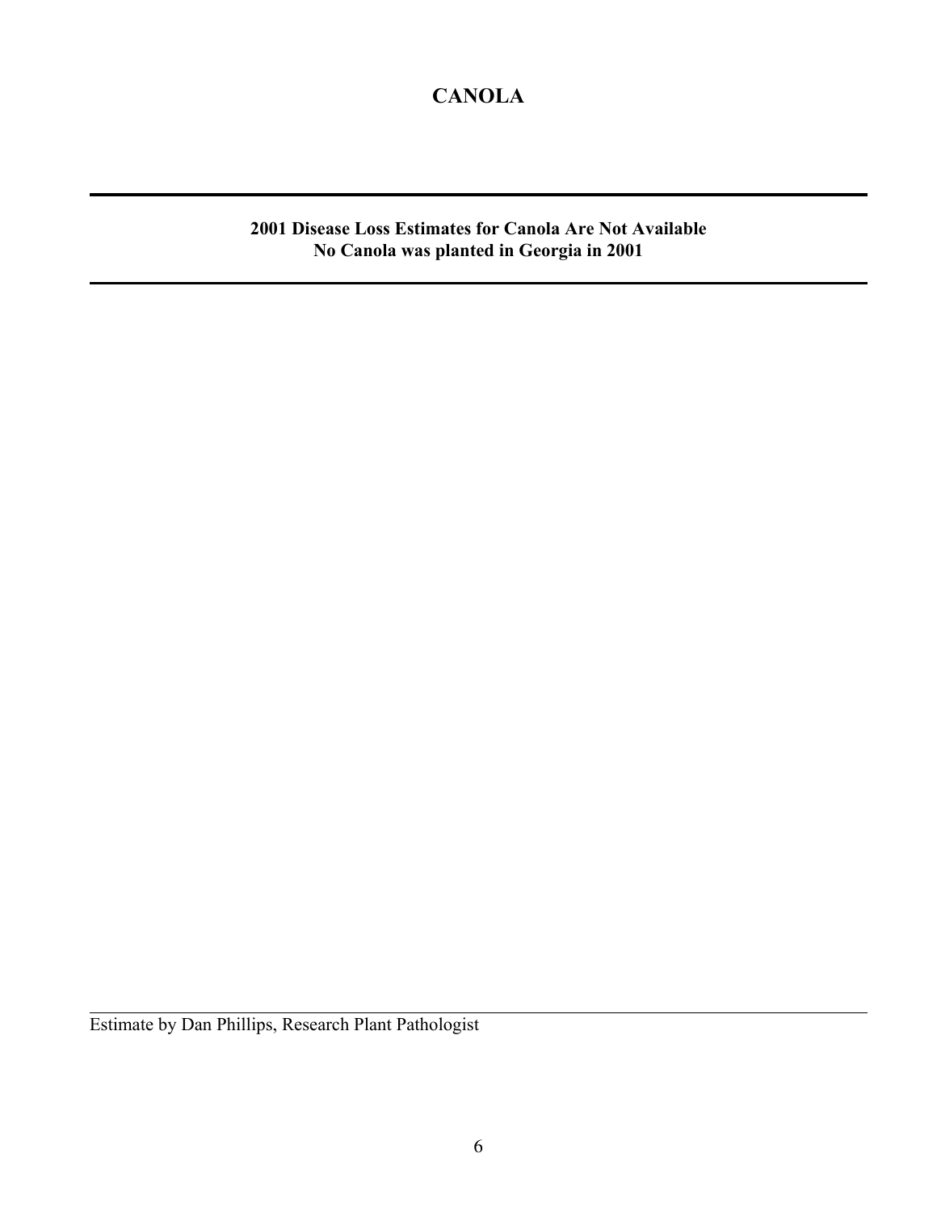# CANOLA

---

**2001 Disease Loss Estimates for Canola Are Not Available**
**No Canola was planted in Georgia in 2001**

---

Estimate by Dan Phillips, Research Plant Pathologist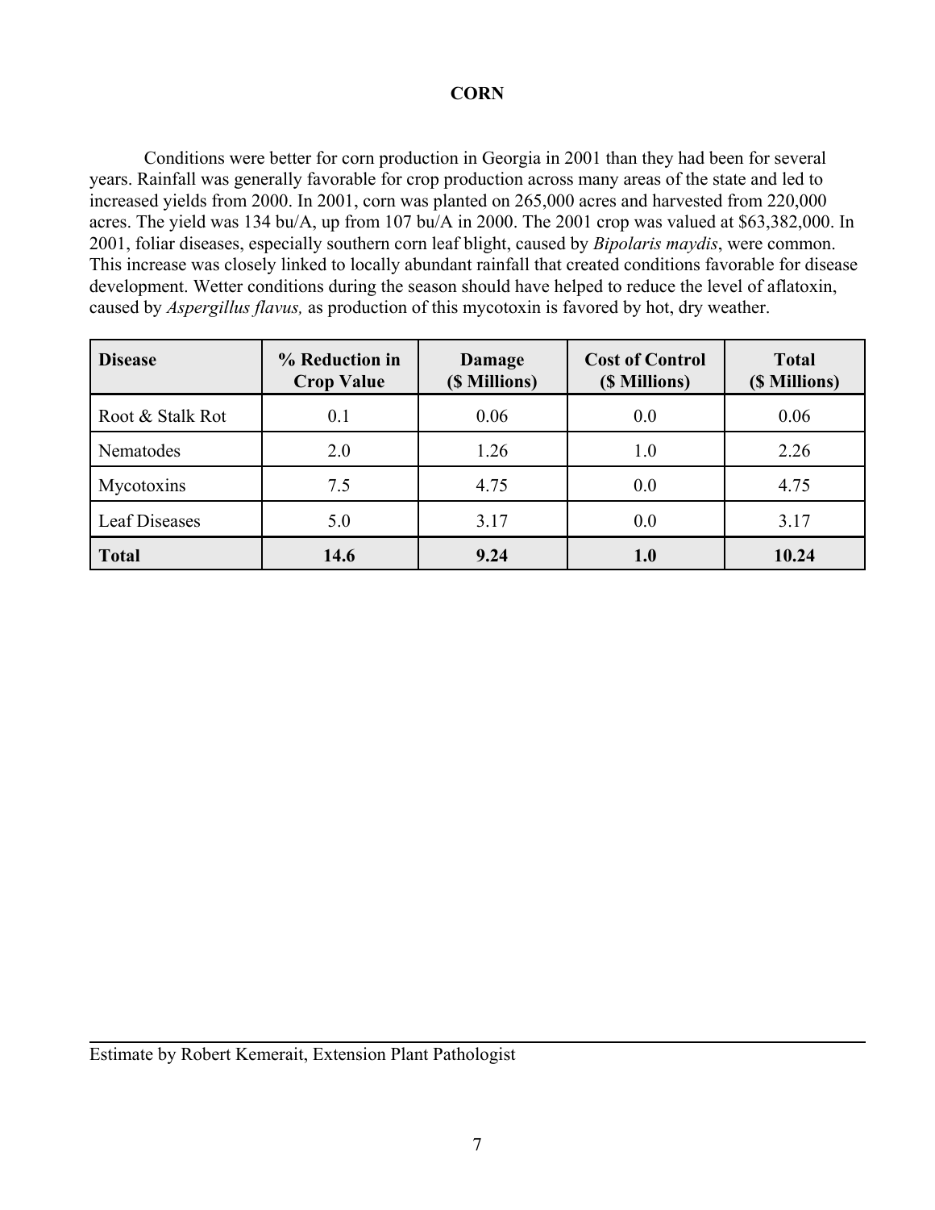# CORN

Conditions were better for corn production in Georgia in 2001 than they had been for several years. Rainfall was generally favorable for crop production across many areas of the state and led to increased yields from 2000. In 2001, corn was planted on 265,000 acres and harvested from 220,000 acres. The yield was 134 bu/A, up from 107 bu/A in 2000. The 2001 crop was valued at $63,382,000. In 2001, foliar diseases, especially southern corn leaf blight, caused by *Bipolaris maydis*, were common. This increase was closely linked to locally abundant rainfall that created conditions favorable for disease development. Wetter conditions during the season should have helped to reduce the level of aflatoxin, caused by *Aspergillus flavus,* as production of this mycotoxin is favored by hot, dry weather.

| Disease | % Reduction in Crop Value | Damage ($ Millions) | Cost of Control ($ Millions) | Total ($ Millions) |
|---|---|---|---|---|
| Root & Stalk Rot | 0.1 | 0.06 | 0.0 | 0.06 |
| Nematodes | 2.0 | 1.26 | 1.0 | 2.26 |
| Mycotoxins | 7.5 | 4.75 | 0.0 | 4.75 |
| Leaf Diseases | 5.0 | 3.17 | 0.0 | 3.17 |
| **Total** | **14.6** | **9.24** | **1.0** | **10.24** |

Estimate by Robert Kemerait, Extension Plant Pathologist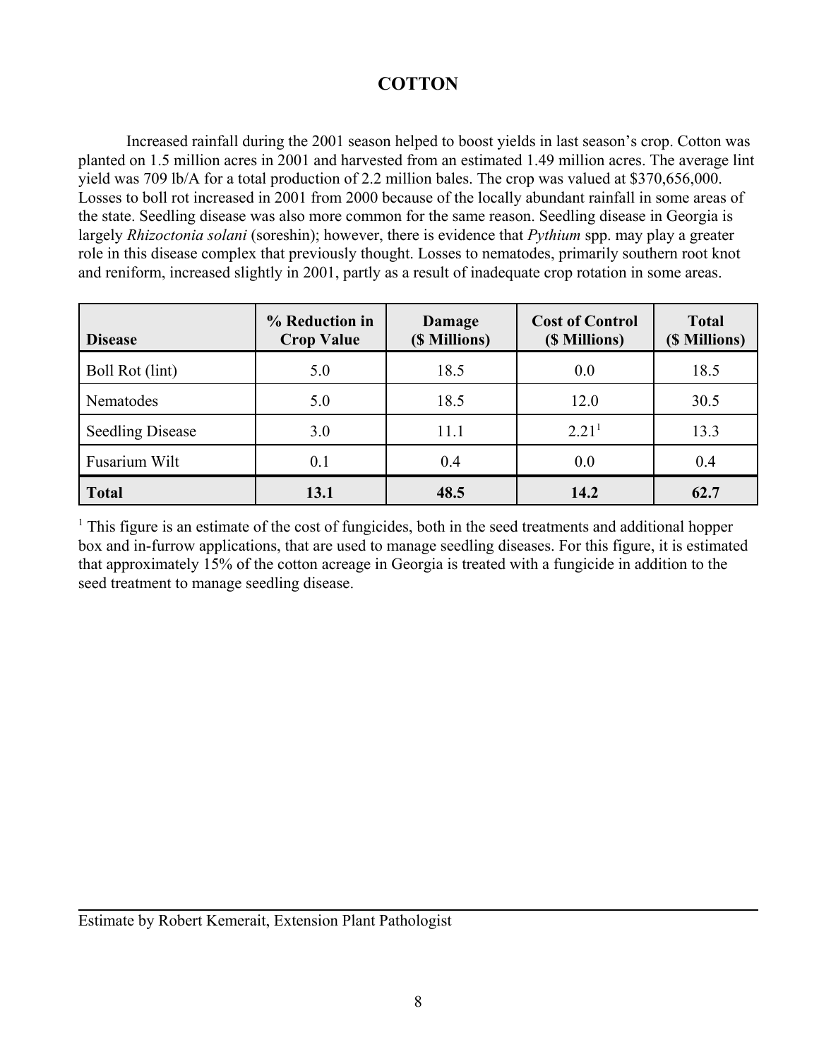# COTTON

Increased rainfall during the 2001 season helped to boost yields in last season's crop. Cotton was planted on 1.5 million acres in 2001 and harvested from an estimated 1.49 million acres. The average lint yield was 709 lb/A for a total production of 2.2 million bales. The crop was valued at $370,656,000. Losses to boll rot increased in 2001 from 2000 because of the locally abundant rainfall in some areas of the state. Seedling disease was also more common for the same reason. Seedling disease in Georgia is largely *Rhizoctonia solani* (soreshin); however, there is evidence that *Pythium* spp. may play a greater role in this disease complex that previously thought. Losses to nematodes, primarily southern root knot and reniform, increased slightly in 2001, partly as a result of inadequate crop rotation in some areas.

| Disease | % Reduction in Crop Value | Damage ($ Millions) | Cost of Control ($ Millions) | Total ($ Millions) |
|---|---|---|---|---|
| Boll Rot (lint) | 5.0 | 18.5 | 0.0 | 18.5 |
| Nematodes | 5.0 | 18.5 | 12.0 | 30.5 |
| Seedling Disease | 3.0 | 11.1 | 2.21[1] | 13.3 |
| Fusarium Wilt | 0.1 | 0.4 | 0.0 | 0.4 |
| **Total** | **13.1** | **48.5** | **14.2** | **62.7** |

[1] This figure is an estimate of the cost of fungicides, both in the seed treatments and additional hopper box and in-furrow applications, that are used to manage seedling diseases. For this figure, it is estimated that approximately 15% of the cotton acreage in Georgia is treated with a fungicide in addition to the seed treatment to manage seedling disease.

Estimate by Robert Kemerait, Extension Plant Pathologist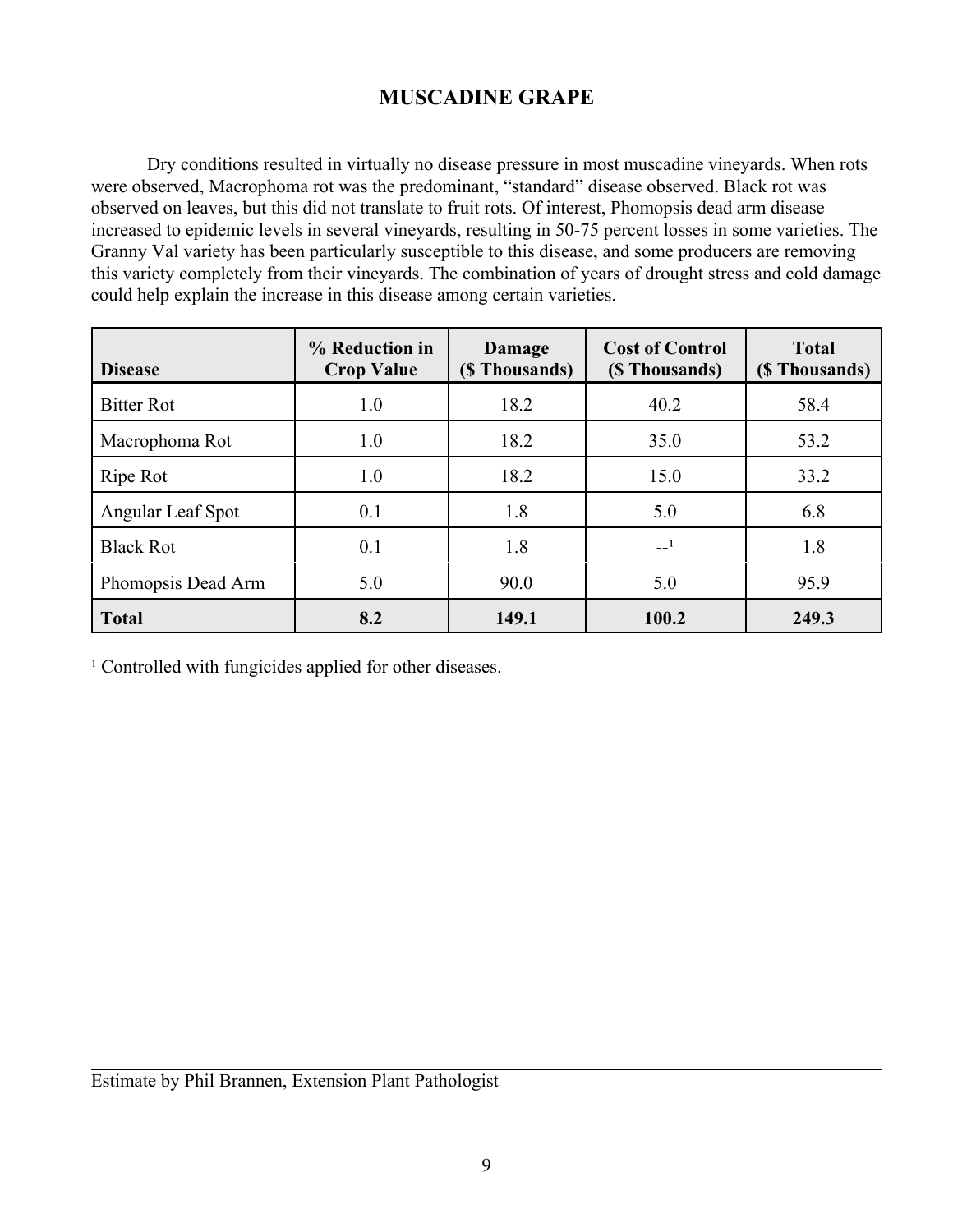# MUSCADINE GRAPE

Dry conditions resulted in virtually no disease pressure in most muscadine vineyards. When rots were observed, Macrophoma rot was the predominant, "standard" disease observed. Black rot was observed on leaves, but this did not translate to fruit rots. Of interest, Phomopsis dead arm disease increased to epidemic levels in several vineyards, resulting in 50-75 percent losses in some varieties. The Granny Val variety has been particularly susceptible to this disease, and some producers are removing this variety completely from their vineyards. The combination of years of drought stress and cold damage could help explain the increase in this disease among certain varieties.

| Disease | % Reduction in Crop Value | Damage ($ Thousands) | Cost of Control ($ Thousands) | Total ($ Thousands) |
|---|---|---|---|---|
| Bitter Rot | 1.0 | 18.2 | 40.2 | 58.4 |
| Macrophoma Rot | 1.0 | 18.2 | 35.0 | 53.2 |
| Ripe Rot | 1.0 | 18.2 | 15.0 | 33.2 |
| Angular Leaf Spot | 0.1 | 1.8 | 5.0 | 6.8 |
| Black Rot | 0.1 | 1.8 | --[1] | 1.8 |
| Phomopsis Dead Arm | 5.0 | 90.0 | 5.0 | 95.9 |
| **Total** | **8.2** | **149.1** | **100.2** | **249.3** |

[1] Controlled with fungicides applied for other diseases.

Estimate by Phil Brannen, Extension Plant Pathologist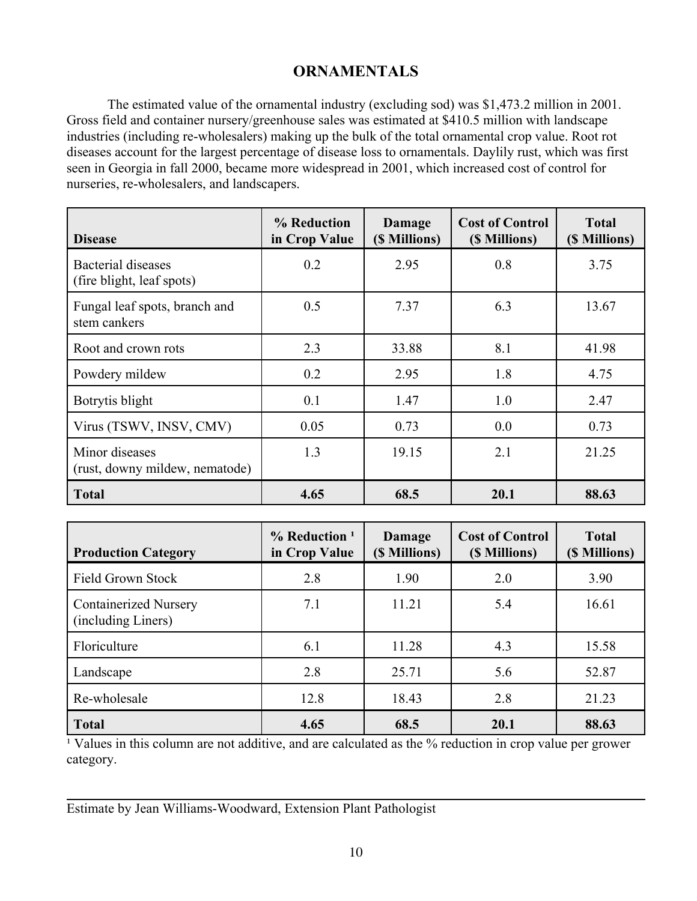# ORNAMENTALS

The estimated value of the ornamental industry (excluding sod) was $1,473.2 million in 2001. Gross field and container nursery/greenhouse sales was estimated at $410.5 million with landscape industries (including re-wholesalers) making up the bulk of the total ornamental crop value. Root rot diseases account for the largest percentage of disease loss to ornamentals. Daylily rust, which was first seen in Georgia in fall 2000, became more widespread in 2001, which increased cost of control for nurseries, re-wholesalers, and landscapers.

| Disease | % Reduction in Crop Value | Damage ($ Millions) | Cost of Control ($ Millions) | Total ($ Millions) |
|---|---|---|---|---|
| Bacterial diseases (fire blight, leaf spots) | 0.2 | 2.95 | 0.8 | 3.75 |
| Fungal leaf spots, branch and stem cankers | 0.5 | 7.37 | 6.3 | 13.67 |
| Root and crown rots | 2.3 | 33.88 | 8.1 | 41.98 |
| Powdery mildew | 0.2 | 2.95 | 1.8 | 4.75 |
| Botrytis blight | 0.1 | 1.47 | 1.0 | 2.47 |
| Virus (TSWV, INSV, CMV) | 0.05 | 0.73 | 0.0 | 0.73 |
| Minor diseases (rust, downy mildew, nematode) | 1.3 | 19.15 | 2.1 | 21.25 |
| **Total** | **4.65** | **68.5** | **20.1** | **88.63** |

| Production Category | % Reduction [1] in Crop Value | Damage ($ Millions) | Cost of Control ($ Millions) | Total ($ Millions) |
|---|---|---|---|---|
| Field Grown Stock | 2.8 | 1.90 | 2.0 | 3.90 |
| Containerized Nursery (including Liners) | 7.1 | 11.21 | 5.4 | 16.61 |
| Floriculture | 6.1 | 11.28 | 4.3 | 15.58 |
| Landscape | 2.8 | 25.71 | 5.6 | 52.87 |
| Re-wholesale | 12.8 | 18.43 | 2.8 | 21.23 |
| **Total** | **4.65** | **68.5** | **20.1** | **88.63** |

[1] Values in this column are not additive, and are calculated as the % reduction in crop value per grower category.

---

Estimate by Jean Williams-Woodward, Extension Plant Pathologist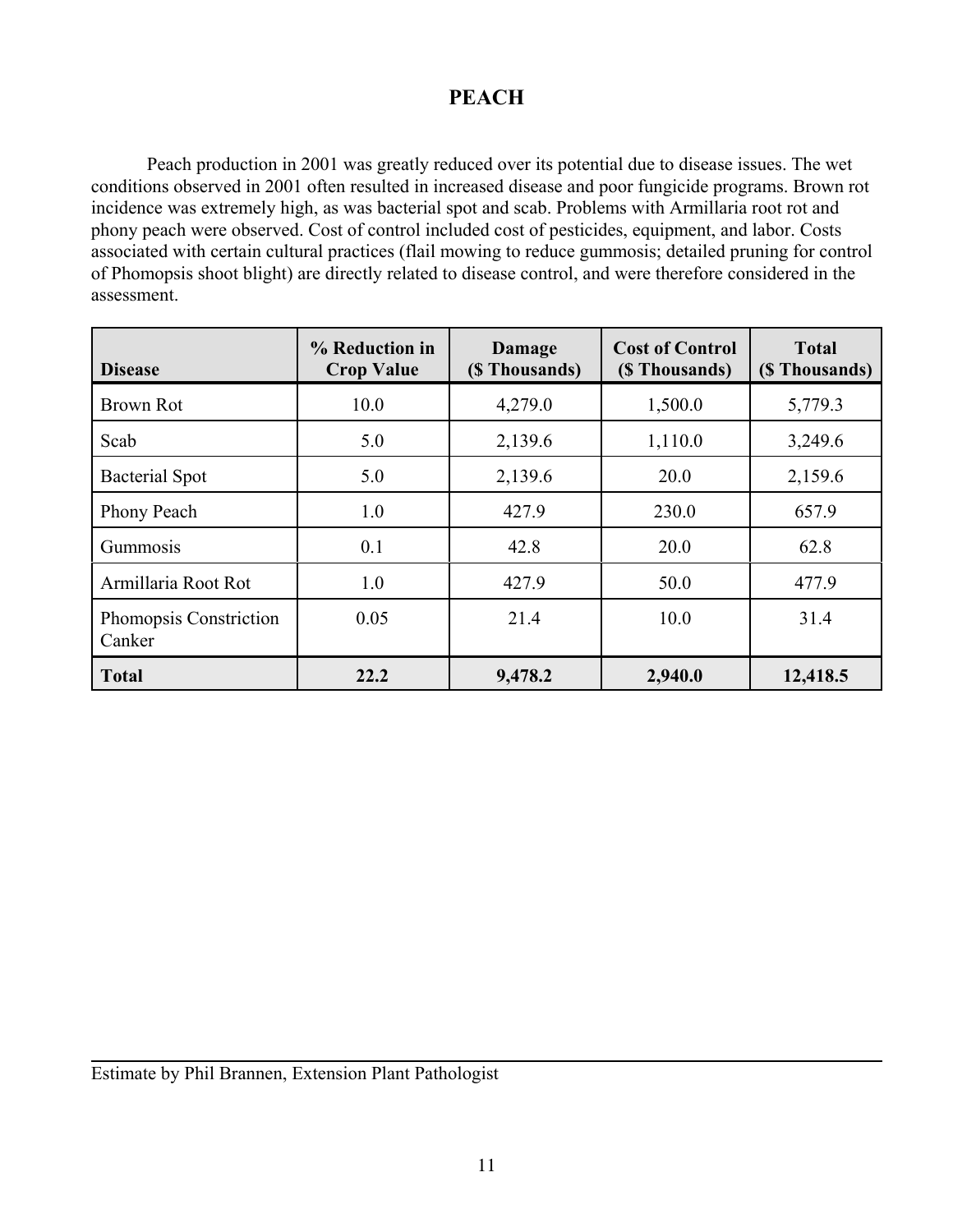# PEACH

Peach production in 2001 was greatly reduced over its potential due to disease issues. The wet conditions observed in 2001 often resulted in increased disease and poor fungicide programs. Brown rot incidence was extremely high, as was bacterial spot and scab. Problems with Armillaria root rot and phony peach were observed. Cost of control included cost of pesticides, equipment, and labor. Costs associated with certain cultural practices (flail mowing to reduce gummosis; detailed pruning for control of Phomopsis shoot blight) are directly related to disease control, and were therefore considered in the assessment.

| Disease | % Reduction in Crop Value | Damage ($ Thousands) | Cost of Control ($ Thousands) | Total ($ Thousands) |
|---|---|---|---|---|
| Brown Rot | 10.0 | 4,279.0 | 1,500.0 | 5,779.3 |
| Scab | 5.0 | 2,139.6 | 1,110.0 | 3,249.6 |
| Bacterial Spot | 5.0 | 2,139.6 | 20.0 | 2,159.6 |
| Phony Peach | 1.0 | 427.9 | 230.0 | 657.9 |
| Gummosis | 0.1 | 42.8 | 20.0 | 62.8 |
| Armillaria Root Rot | 1.0 | 427.9 | 50.0 | 477.9 |
| Phomopsis Constriction Canker | 0.05 | 21.4 | 10.0 | 31.4 |
| **Total** | **22.2** | **9,478.2** | **2,940.0** | **12,418.5** |

Estimate by Phil Brannen, Extension Plant Pathologist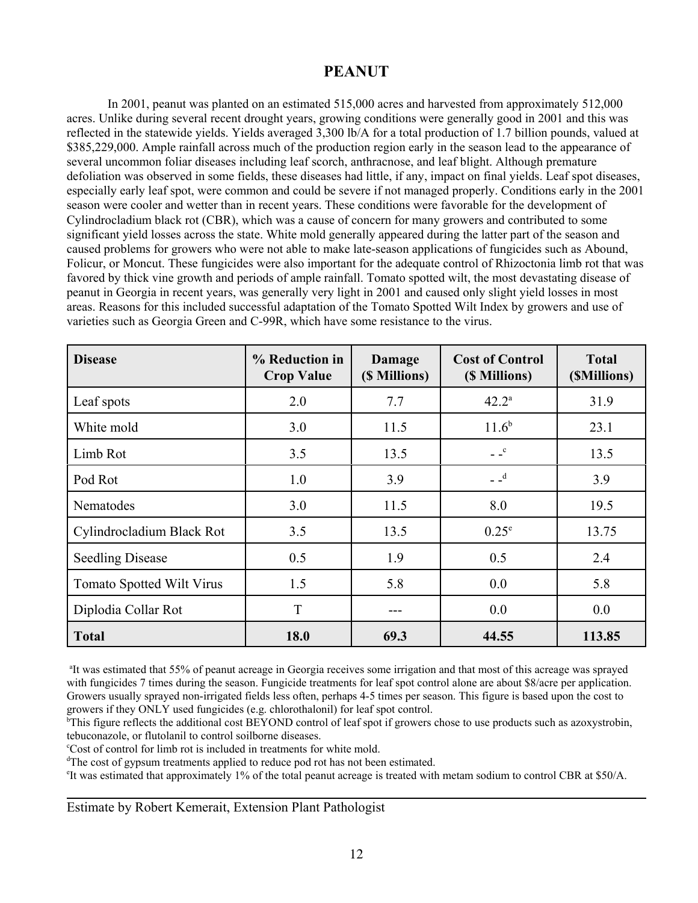# PEANUT

In 2001, peanut was planted on an estimated 515,000 acres and harvested from approximately 512,000 acres. Unlike during several recent drought years, growing conditions were generally good in 2001 and this was reflected in the statewide yields. Yields averaged 3,300 lb/A for a total production of 1.7 billion pounds, valued at \$385,229,000. Ample rainfall across much of the production region early in the season lead to the appearance of several uncommon foliar diseases including leaf scorch, anthracnose, and leaf blight. Although premature defoliation was observed in some fields, these diseases had little, if any, impact on final yields. Leaf spot diseases, especially early leaf spot, were common and could be severe if not managed properly. Conditions early in the 2001 season were cooler and wetter than in recent years. These conditions were favorable for the development of Cylindrocladium black rot (CBR), which was a cause of concern for many growers and contributed to some significant yield losses across the state. White mold generally appeared during the latter part of the season and caused problems for growers who were not able to make late-season applications of fungicides such as Abound, Folicur, or Moncut. These fungicides were also important for the adequate control of Rhizoctonia limb rot that was favored by thick vine growth and periods of ample rainfall. Tomato spotted wilt, the most devastating disease of peanut in Georgia in recent years, was generally very light in 2001 and caused only slight yield losses in most areas. Reasons for this included successful adaptation of the Tomato Spotted Wilt Index by growers and use of varieties such as Georgia Green and C-99R, which have some resistance to the virus.

| Disease | % Reduction in Crop Value | Damage (\$ Millions) | Cost of Control (\$ Millions) | Total (\$Millions) |
|---|---|---|---|---|
| Leaf spots | 2.0 | 7.7 | 42.2[a] | 31.9 |
| White mold | 3.0 | 11.5 | 11.6[b] | 23.1 |
| Limb Rot | 3.5 | 13.5 | - -[c] | 13.5 |
| Pod Rot | 1.0 | 3.9 | - -[d] | 3.9 |
| Nematodes | 3.0 | 11.5 | 8.0 | 19.5 |
| Cylindrocladium Black Rot | 3.5 | 13.5 | 0.25[e] | 13.75 |
| Seedling Disease | 0.5 | 1.9 | 0.5 | 2.4 |
| Tomato Spotted Wilt Virus | 1.5 | 5.8 | 0.0 | 5.8 |
| Diplodia Collar Rot | T | --- | 0.0 | 0.0 |
| **Total** | **18.0** | **69.3** | **44.55** | **113.85** |

[a]It was estimated that 55% of peanut acreage in Georgia receives some irrigation and that most of this acreage was sprayed with fungicides 7 times during the season. Fungicide treatments for leaf spot control alone are about \$8/acre per application. Growers usually sprayed non-irrigated fields less often, perhaps 4-5 times per season. This figure is based upon the cost to growers if they ONLY used fungicides (e.g. chlorothalonil) for leaf spot control.

[b]This figure reflects the additional cost BEYOND control of leaf spot if growers chose to use products such as azoxystrobin, tebuconazole, or flutolanil to control soilborne diseases.

[c]Cost of control for limb rot is included in treatments for white mold.

[d]The cost of gypsum treatments applied to reduce pod rot has not been estimated.

[e]It was estimated that approximately 1% of the total peanut acreage is treated with metam sodium to control CBR at \$50/A.

Estimate by Robert Kemerait, Extension Plant Pathologist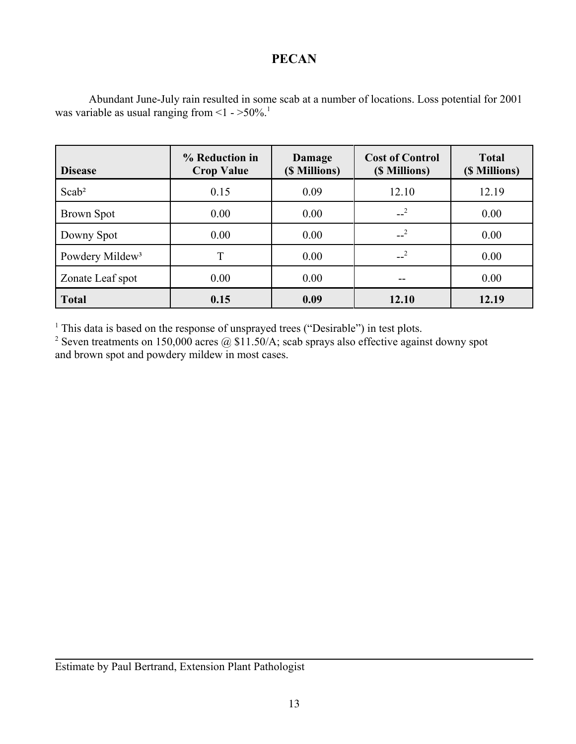# PECAN

Abundant June-July rain resulted in some scab at a number of locations. Loss potential for 2001 was variable as usual ranging from <1 - >50%.[1]

| Disease | % Reduction in Crop Value | Damage ($ Millions) | Cost of Control ($ Millions) | Total ($ Millions) |
|---|---|---|---|---|
| Scab[2] | 0.15 | 0.09 | 12.10 | 12.19 |
| Brown Spot | 0.00 | 0.00 | --[2] | 0.00 |
| Downy Spot | 0.00 | 0.00 | --[2] | 0.00 |
| Powdery Mildew[3] | T | 0.00 | --[2] | 0.00 |
| Zonate Leaf spot | 0.00 | 0.00 | -- | 0.00 |
| **Total** | **0.15** | **0.09** | **12.10** | **12.19** |

[1] This data is based on the response of unsprayed trees ("Desirable") in test plots.
[2] Seven treatments on 150,000 acres @ $11.50/A; scab sprays also effective against downy spot and brown spot and powdery mildew in most cases.

Estimate by Paul Bertrand, Extension Plant Pathologist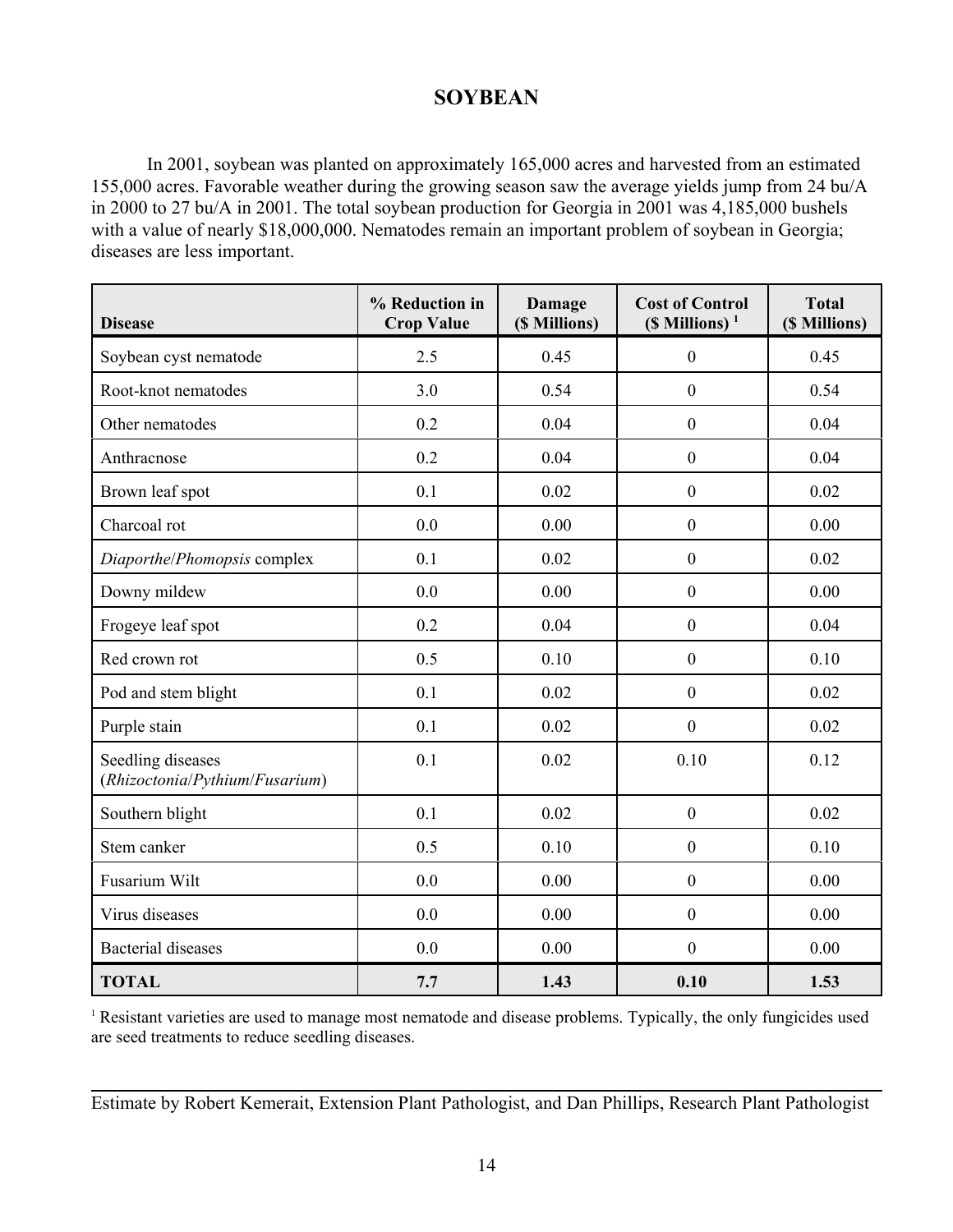# SOYBEAN

In 2001, soybean was planted on approximately 165,000 acres and harvested from an estimated 155,000 acres. Favorable weather during the growing season saw the average yields jump from 24 bu/A in 2000 to 27 bu/A in 2001. The total soybean production for Georgia in 2001 was 4,185,000 bushels with a value of nearly $18,000,000. Nematodes remain an important problem of soybean in Georgia; diseases are less important.

| Disease | % Reduction in Crop Value | Damage ($ Millions) | Cost of Control ($ Millions) [1] | Total ($ Millions) |
|---|---|---|---|---|
| Soybean cyst nematode | 2.5 | 0.45 | 0 | 0.45 |
| Root-knot nematodes | 3.0 | 0.54 | 0 | 0.54 |
| Other nematodes | 0.2 | 0.04 | 0 | 0.04 |
| Anthracnose | 0.2 | 0.04 | 0 | 0.04 |
| Brown leaf spot | 0.1 | 0.02 | 0 | 0.02 |
| Charcoal rot | 0.0 | 0.00 | 0 | 0.00 |
| *Diaporthe*/*Phomopsis* complex | 0.1 | 0.02 | 0 | 0.02 |
| Downy mildew | 0.0 | 0.00 | 0 | 0.00 |
| Frogeye leaf spot | 0.2 | 0.04 | 0 | 0.04 |
| Red crown rot | 0.5 | 0.10 | 0 | 0.10 |
| Pod and stem blight | 0.1 | 0.02 | 0 | 0.02 |
| Purple stain | 0.1 | 0.02 | 0 | 0.02 |
| Seedling diseases (*Rhizoctonia*/*Pythium*/*Fusarium*) | 0.1 | 0.02 | 0.10 | 0.12 |
| Southern blight | 0.1 | 0.02 | 0 | 0.02 |
| Stem canker | 0.5 | 0.10 | 0 | 0.10 |
| Fusarium Wilt | 0.0 | 0.00 | 0 | 0.00 |
| Virus diseases | 0.0 | 0.00 | 0 | 0.00 |
| Bacterial diseases | 0.0 | 0.00 | 0 | 0.00 |
| **TOTAL** | **7.7** | **1.43** | **0.10** | **1.53** |

[1] Resistant varieties are used to manage most nematode and disease problems. Typically, the only fungicides used are seed treatments to reduce seedling diseases.

Estimate by Robert Kemerait, Extension Plant Pathologist, and Dan Phillips, Research Plant Pathologist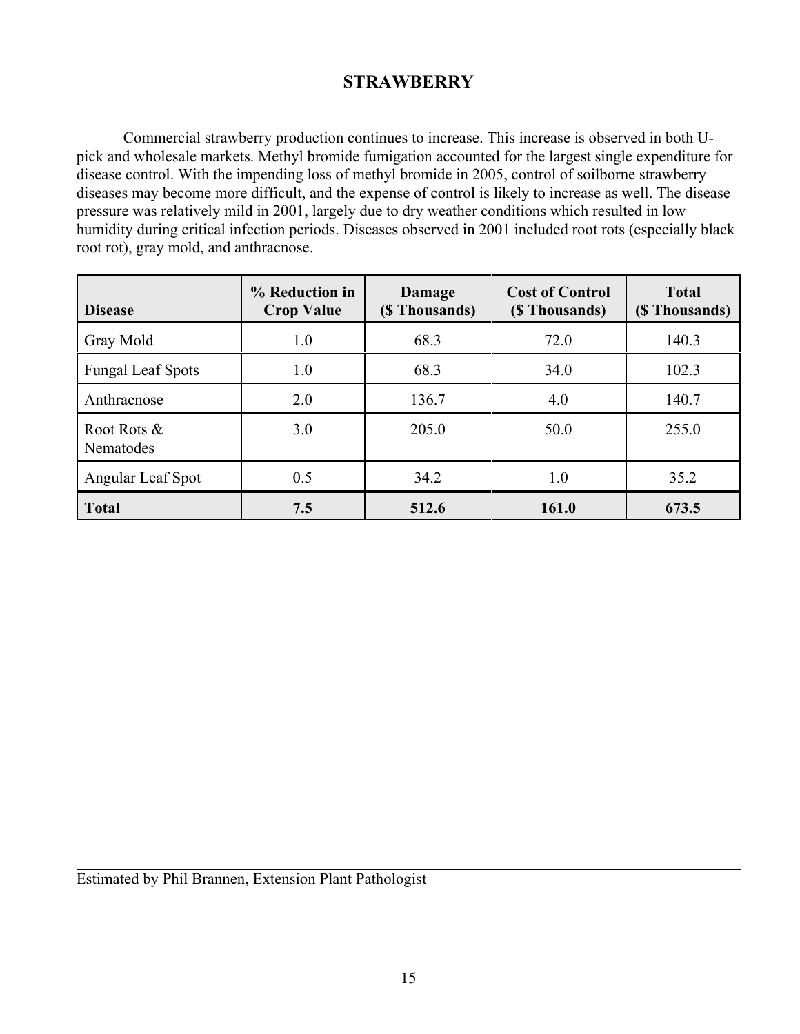# STRAWBERRY

Commercial strawberry production continues to increase. This increase is observed in both U-pick and wholesale markets. Methyl bromide fumigation accounted for the largest single expenditure for disease control. With the impending loss of methyl bromide in 2005, control of soilborne strawberry diseases may become more difficult, and the expense of control is likely to increase as well. The disease pressure was relatively mild in 2001, largely due to dry weather conditions which resulted in low humidity during critical infection periods. Diseases observed in 2001 included root rots (especially black root rot), gray mold, and anthracnose.

| Disease | % Reduction in Crop Value | Damage ($ Thousands) | Cost of Control ($ Thousands) | Total ($ Thousands) |
|---|---|---|---|---|
| Gray Mold | 1.0 | 68.3 | 72.0 | 140.3 |
| Fungal Leaf Spots | 1.0 | 68.3 | 34.0 | 102.3 |
| Anthracnose | 2.0 | 136.7 | 4.0 | 140.7 |
| Root Rots & Nematodes | 3.0 | 205.0 | 50.0 | 255.0 |
| Angular Leaf Spot | 0.5 | 34.2 | 1.0 | 35.2 |
| **Total** | **7.5** | **512.6** | **161.0** | **673.5** |

Estimated by Phil Brannen, Extension Plant Pathologist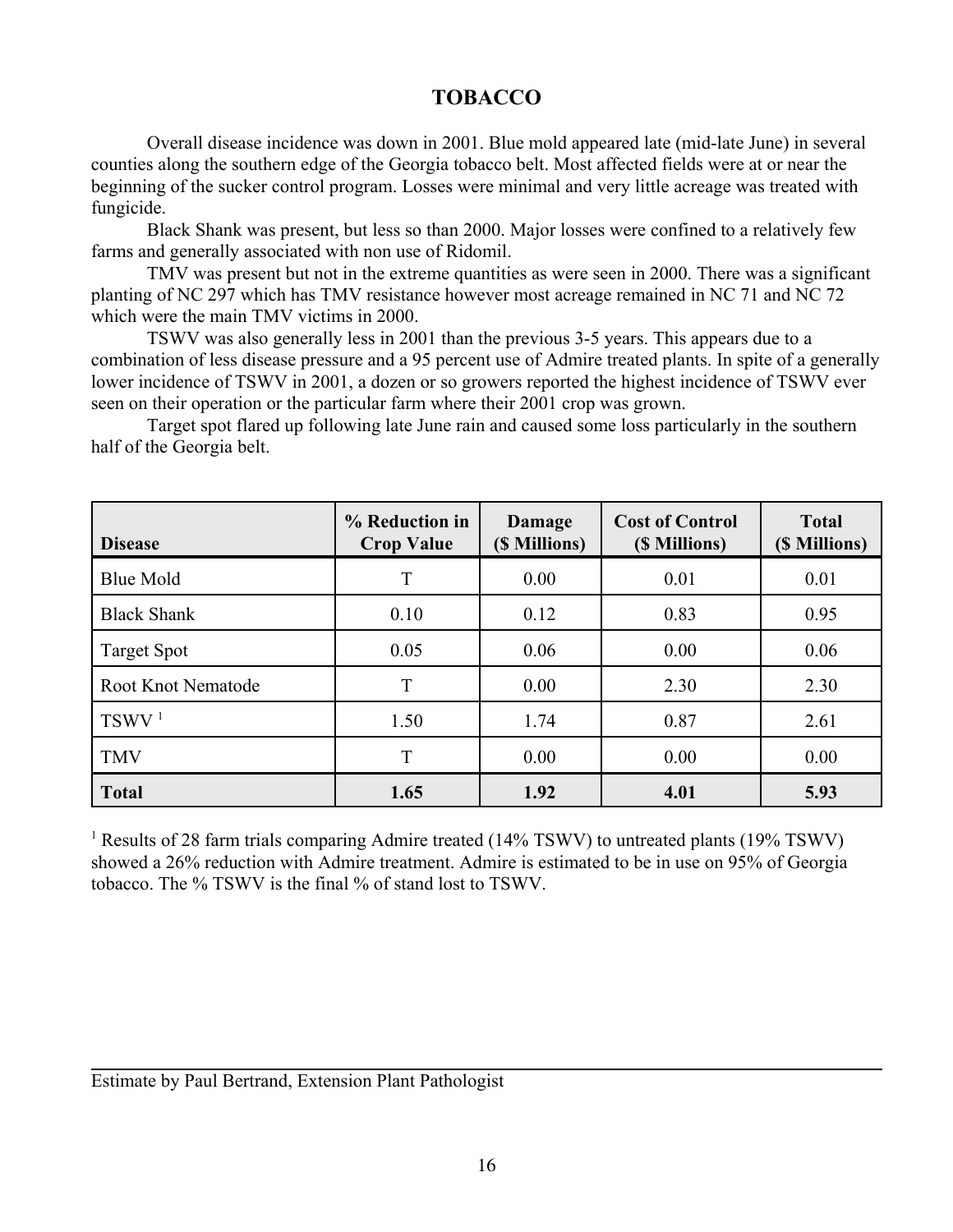# TOBACCO

Overall disease incidence was down in 2001. Blue mold appeared late (mid-late June) in several counties along the southern edge of the Georgia tobacco belt. Most affected fields were at or near the beginning of the sucker control program. Losses were minimal and very little acreage was treated with fungicide.

Black Shank was present, but less so than 2000. Major losses were confined to a relatively few farms and generally associated with non use of Ridomil.

TMV was present but not in the extreme quantities as were seen in 2000. There was a significant planting of NC 297 which has TMV resistance however most acreage remained in NC 71 and NC 72 which were the main TMV victims in 2000.

TSWV was also generally less in 2001 than the previous 3-5 years. This appears due to a combination of less disease pressure and a 95 percent use of Admire treated plants. In spite of a generally lower incidence of TSWV in 2001, a dozen or so growers reported the highest incidence of TSWV ever seen on their operation or the particular farm where their 2001 crop was grown.

Target spot flared up following late June rain and caused some loss particularly in the southern half of the Georgia belt.

| Disease | % Reduction in Crop Value | Damage ($ Millions) | Cost of Control ($ Millions) | Total ($ Millions) |
|---|---|---|---|---|
| Blue Mold | T | 0.00 | 0.01 | 0.01 |
| Black Shank | 0.10 | 0.12 | 0.83 | 0.95 |
| Target Spot | 0.05 | 0.06 | 0.00 | 0.06 |
| Root Knot Nematode | T | 0.00 | 2.30 | 2.30 |
| TSWV [1] | 1.50 | 1.74 | 0.87 | 2.61 |
| TMV | T | 0.00 | 0.00 | 0.00 |
| **Total** | **1.65** | **1.92** | **4.01** | **5.93** |

[1] Results of 28 farm trials comparing Admire treated (14% TSWV) to untreated plants (19% TSWV) showed a 26% reduction with Admire treatment. Admire is estimated to be in use on 95% of Georgia tobacco. The % TSWV is the final % of stand lost to TSWV.

Estimate by Paul Bertrand, Extension Plant Pathologist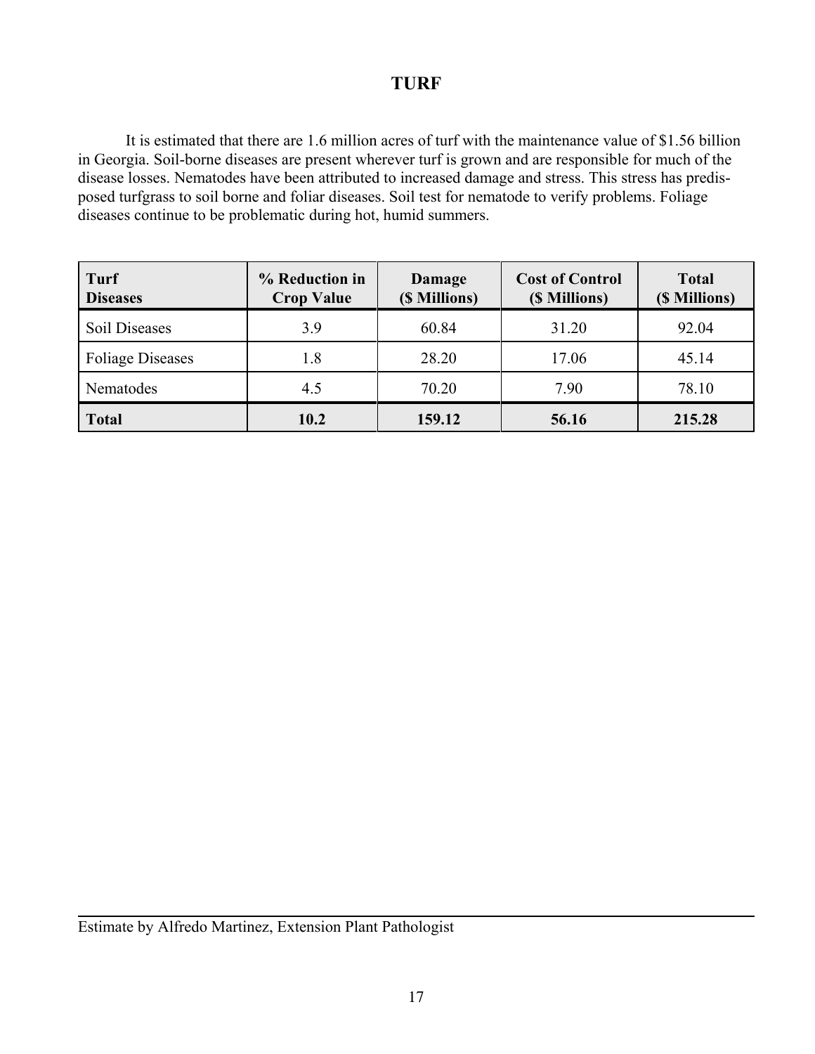# TURF

It is estimated that there are 1.6 million acres of turf with the maintenance value of $1.56 billion in Georgia. Soil-borne diseases are present wherever turf is grown and are responsible for much of the disease losses. Nematodes have been attributed to increased damage and stress. This stress has predisposed turfgrass to soil borne and foliar diseases. Soil test for nematode to verify problems. Foliage diseases continue to be problematic during hot, humid summers.

| Turf Diseases | % Reduction in Crop Value | Damage ($ Millions) | Cost of Control ($ Millions) | Total ($ Millions) |
|---|---|---|---|---|
| Soil Diseases | 3.9 | 60.84 | 31.20 | 92.04 |
| Foliage Diseases | 1.8 | 28.20 | 17.06 | 45.14 |
| Nematodes | 4.5 | 70.20 | 7.90 | 78.10 |
| **Total** | **10.2** | **159.12** | **56.16** | **215.28** |

Estimate by Alfredo Martinez, Extension Plant Pathologist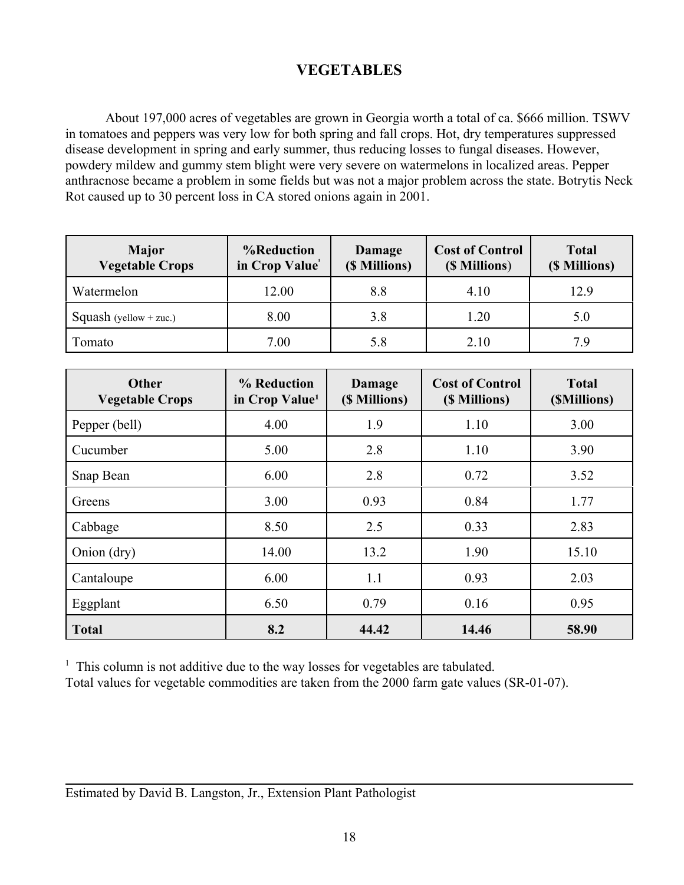# VEGETABLES

About 197,000 acres of vegetables are grown in Georgia worth a total of ca. $666 million. TSWV in tomatoes and peppers was very low for both spring and fall crops. Hot, dry temperatures suppressed disease development in spring and early summer, thus reducing losses to fungal diseases. However, powdery mildew and gummy stem blight were very severe on watermelons in localized areas. Pepper anthracnose became a problem in some fields but was not a major problem across the state. Botrytis Neck Rot caused up to 30 percent loss in CA stored onions again in 2001.

| Major Vegetable Crops | %Reduction in Crop Value[1] | Damage ($ Millions) | Cost of Control ($ Millions) | Total ($ Millions) |
|---|---|---|---|---|
| Watermelon | 12.00 | 8.8 | 4.10 | 12.9 |
| Squash (yellow + zuc.) | 8.00 | 3.8 | 1.20 | 5.0 |
| Tomato | 7.00 | 5.8 | 2.10 | 7.9 |

| Other Vegetable Crops | % Reduction in Crop Value[1] | Damage ($ Millions) | Cost of Control ($ Millions) | Total ($Millions) |
|---|---|---|---|---|
| Pepper (bell) | 4.00 | 1.9 | 1.10 | 3.00 |
| Cucumber | 5.00 | 2.8 | 1.10 | 3.90 |
| Snap Bean | 6.00 | 2.8 | 0.72 | 3.52 |
| Greens | 3.00 | 0.93 | 0.84 | 1.77 |
| Cabbage | 8.50 | 2.5 | 0.33 | 2.83 |
| Onion (dry) | 14.00 | 13.2 | 1.90 | 15.10 |
| Cantaloupe | 6.00 | 1.1 | 0.93 | 2.03 |
| Eggplant | 6.50 | 0.79 | 0.16 | 0.95 |
| **Total** | **8.2** | **44.42** | **14.46** | **58.90** |

[1] This column is not additive due to the way losses for vegetables are tabulated.
Total values for vegetable commodities are taken from the 2000 farm gate values (SR-01-07).

---

Estimated by David B. Langston, Jr., Extension Plant Pathologist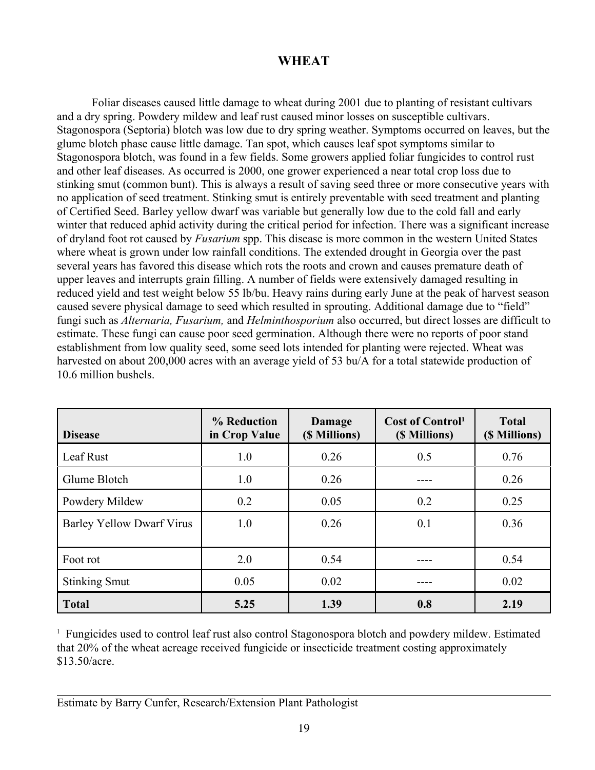# WHEAT

Foliar diseases caused little damage to wheat during 2001 due to planting of resistant cultivars and a dry spring. Powdery mildew and leaf rust caused minor losses on susceptible cultivars. Stagonospora (Septoria) blotch was low due to dry spring weather. Symptoms occurred on leaves, but the glume blotch phase cause little damage. Tan spot, which causes leaf spot symptoms similar to Stagonospora blotch, was found in a few fields. Some growers applied foliar fungicides to control rust and other leaf diseases. As occurred is 2000, one grower experienced a near total crop loss due to stinking smut (common bunt). This is always a result of saving seed three or more consecutive years with no application of seed treatment. Stinking smut is entirely preventable with seed treatment and planting of Certified Seed. Barley yellow dwarf was variable but generally low due to the cold fall and early winter that reduced aphid activity during the critical period for infection. There was a significant increase of dryland foot rot caused by *Fusarium* spp. This disease is more common in the western United States where wheat is grown under low rainfall conditions. The extended drought in Georgia over the past several years has favored this disease which rots the roots and crown and causes premature death of upper leaves and interrupts grain filling. A number of fields were extensively damaged resulting in reduced yield and test weight below 55 lb/bu. Heavy rains during early June at the peak of harvest season caused severe physical damage to seed which resulted in sprouting. Additional damage due to "field" fungi such as *Alternaria, Fusarium,* and *Helminthosporium* also occurred, but direct losses are difficult to estimate. These fungi can cause poor seed germination. Although there were no reports of poor stand establishment from low quality seed, some seed lots intended for planting were rejected. Wheat was harvested on about 200,000 acres with an average yield of 53 bu/A for a total statewide production of 10.6 million bushels.

| Disease | % Reduction in Crop Value | Damage ($ Millions) | Cost of Control[1] ($ Millions) | Total ($ Millions) |
|---|---|---|---|---|
| Leaf Rust | 1.0 | 0.26 | 0.5 | 0.76 |
| Glume Blotch | 1.0 | 0.26 | ---- | 0.26 |
| Powdery Mildew | 0.2 | 0.05 | 0.2 | 0.25 |
| Barley Yellow Dwarf Virus | 1.0 | 0.26 | 0.1 | 0.36 |
| Foot rot | 2.0 | 0.54 | ---- | 0.54 |
| Stinking Smut | 0.05 | 0.02 | ---- | 0.02 |
| **Total** | **5.25** | **1.39** | **0.8** | **2.19** |

[1] Fungicides used to control leaf rust also control Stagonospora blotch and powdery mildew. Estimated that 20% of the wheat acreage received fungicide or insecticide treatment costing approximately $13.50/acre.

Estimate by Barry Cunfer, Research/Extension Plant Pathologist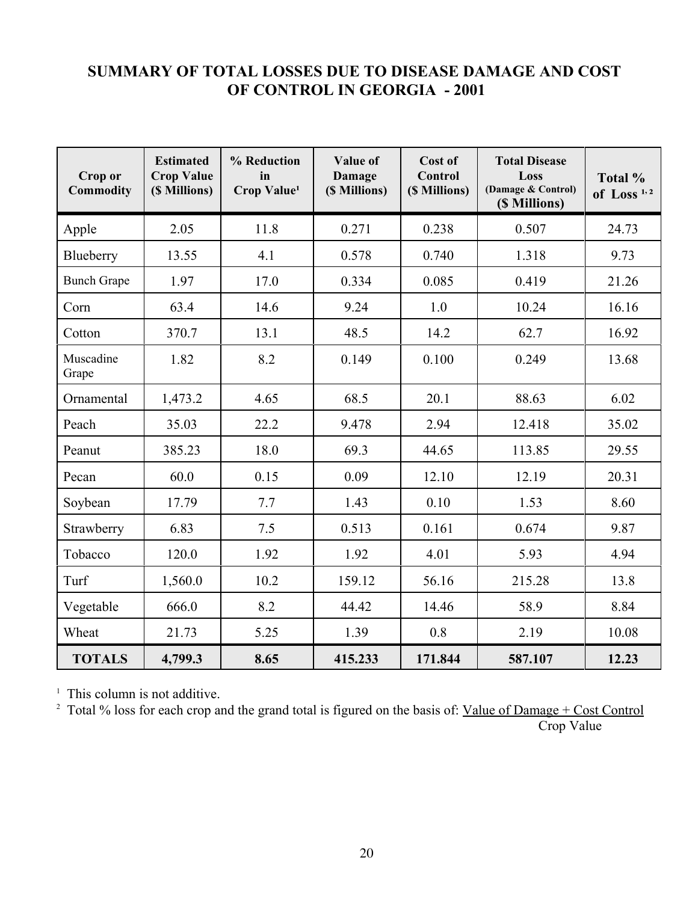# SUMMARY OF TOTAL LOSSES DUE TO DISEASE DAMAGE AND COST OF CONTROL IN GEORGIA - 2001

| Crop or Commodity | Estimated Crop Value ($ Millions) | % Reduction in Crop Value[1] | Value of Damage ($ Millions) | Cost of Control ($ Millions) | Total Disease Loss (Damage & Control) ($ Millions) | Total % of Loss [1,2] |
|---|---|---|---|---|---|---|
| Apple | 2.05 | 11.8 | 0.271 | 0.238 | 0.507 | 24.73 |
| Blueberry | 13.55 | 4.1 | 0.578 | 0.740 | 1.318 | 9.73 |
| Bunch Grape | 1.97 | 17.0 | 0.334 | 0.085 | 0.419 | 21.26 |
| Corn | 63.4 | 14.6 | 9.24 | 1.0 | 10.24 | 16.16 |
| Cotton | 370.7 | 13.1 | 48.5 | 14.2 | 62.7 | 16.92 |
| Muscadine Grape | 1.82 | 8.2 | 0.149 | 0.100 | 0.249 | 13.68 |
| Ornamental | 1,473.2 | 4.65 | 68.5 | 20.1 | 88.63 | 6.02 |
| Peach | 35.03 | 22.2 | 9.478 | 2.94 | 12.418 | 35.02 |
| Peanut | 385.23 | 18.0 | 69.3 | 44.65 | 113.85 | 29.55 |
| Pecan | 60.0 | 0.15 | 0.09 | 12.10 | 12.19 | 20.31 |
| Soybean | 17.79 | 7.7 | 1.43 | 0.10 | 1.53 | 8.60 |
| Strawberry | 6.83 | 7.5 | 0.513 | 0.161 | 0.674 | 9.87 |
| Tobacco | 120.0 | 1.92 | 1.92 | 4.01 | 5.93 | 4.94 |
| Turf | 1,560.0 | 10.2 | 159.12 | 56.16 | 215.28 | 13.8 |
| Vegetable | 666.0 | 8.2 | 44.42 | 14.46 | 58.9 | 8.84 |
| Wheat | 21.73 | 5.25 | 1.39 | 0.8 | 2.19 | 10.08 |
| **TOTALS** | **4,799.3** | **8.65** | **415.233** | **171.844** | **587.107** | **12.23** |

[1] This column is not additive.

[2] Total % loss for each crop and the grand total is figured on the basis of: $\frac{\text{Value of Damage + Cost Control}}{\text{Crop Value}}$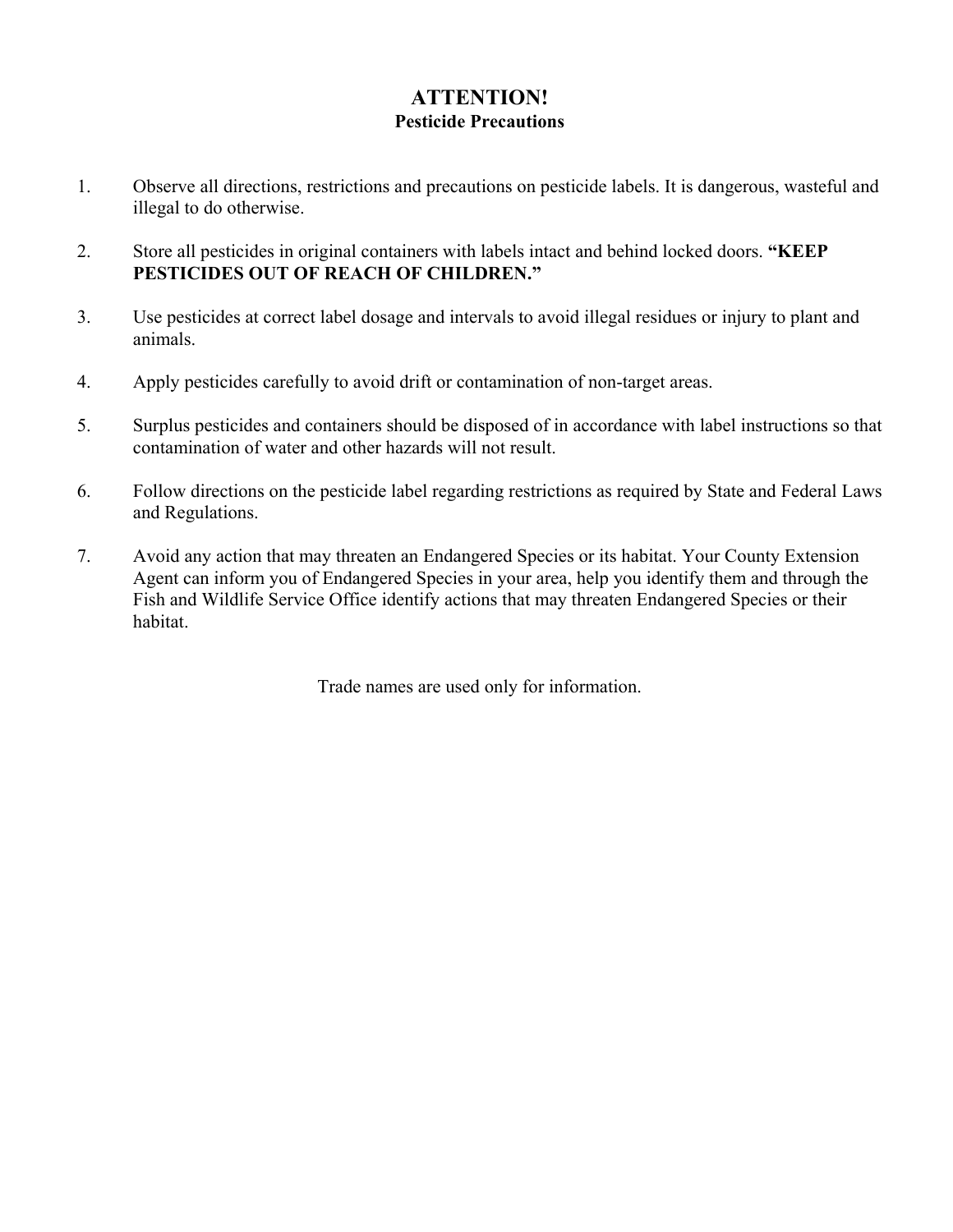# ATTENTION!

## Pesticide Precautions

1. Observe all directions, restrictions and precautions on pesticide labels. It is dangerous, wasteful and illegal to do otherwise.

2. Store all pesticides in original containers with labels intact and behind locked doors. **"KEEP PESTICIDES OUT OF REACH OF CHILDREN."**

3. Use pesticides at correct label dosage and intervals to avoid illegal residues or injury to plant and animals.

4. Apply pesticides carefully to avoid drift or contamination of non-target areas.

5. Surplus pesticides and containers should be disposed of in accordance with label instructions so that contamination of water and other hazards will not result.

6. Follow directions on the pesticide label regarding restrictions as required by State and Federal Laws and Regulations.

7. Avoid any action that may threaten an Endangered Species or its habitat. Your County Extension Agent can inform you of Endangered Species in your area, help you identify them and through the Fish and Wildlife Service Office identify actions that may threaten Endangered Species or their habitat.

Trade names are used only for information.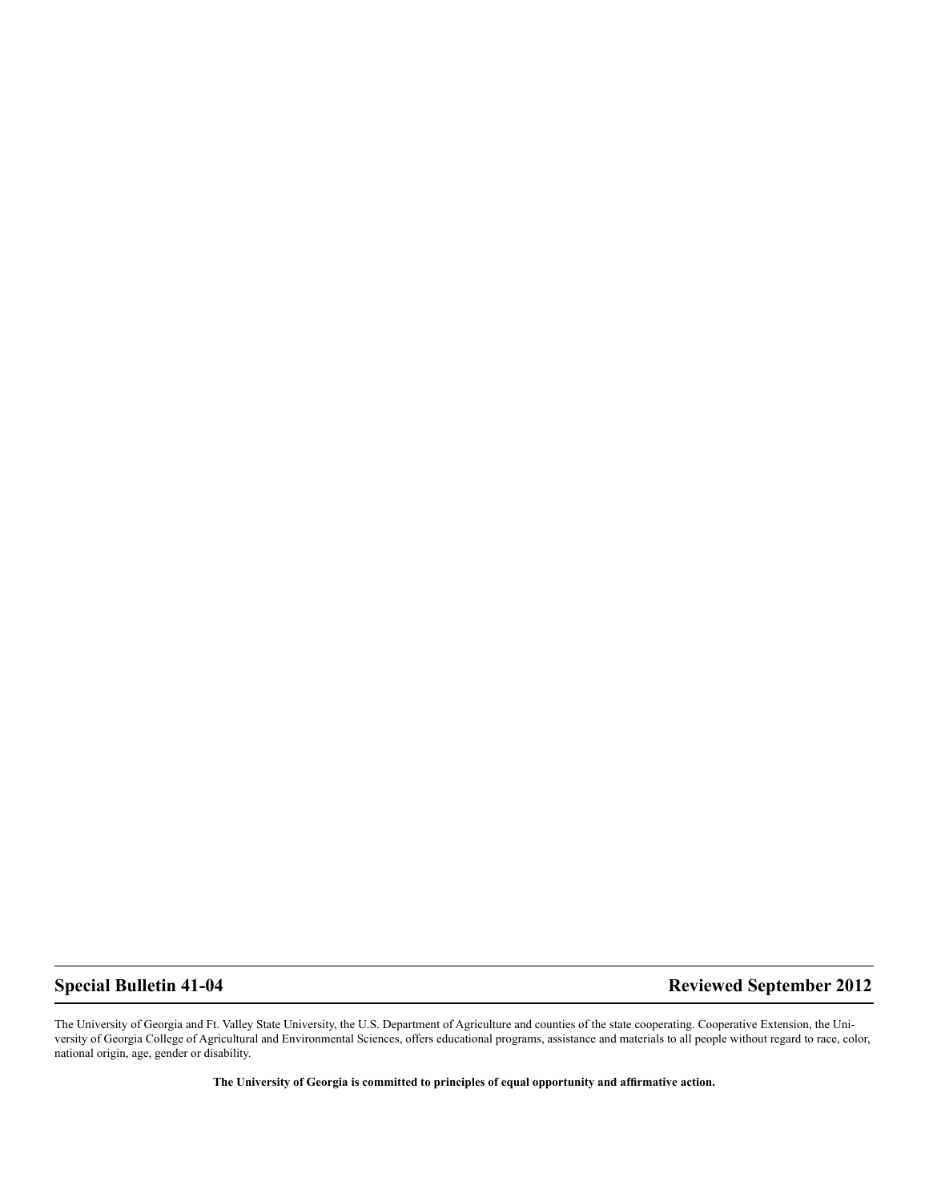**Special Bulletin 41-04** **Reviewed September 2012**

The University of Georgia and Ft. Valley State University, the U.S. Department of Agriculture and counties of the state cooperating. Cooperative Extension, the University of Georgia College of Agricultural and Environmental Sciences, offers educational programs, assistance and materials to all people without regard to race, color, national origin, age, gender or disability.

**The University of Georgia is committed to principles of equal opportunity and affirmative action.**